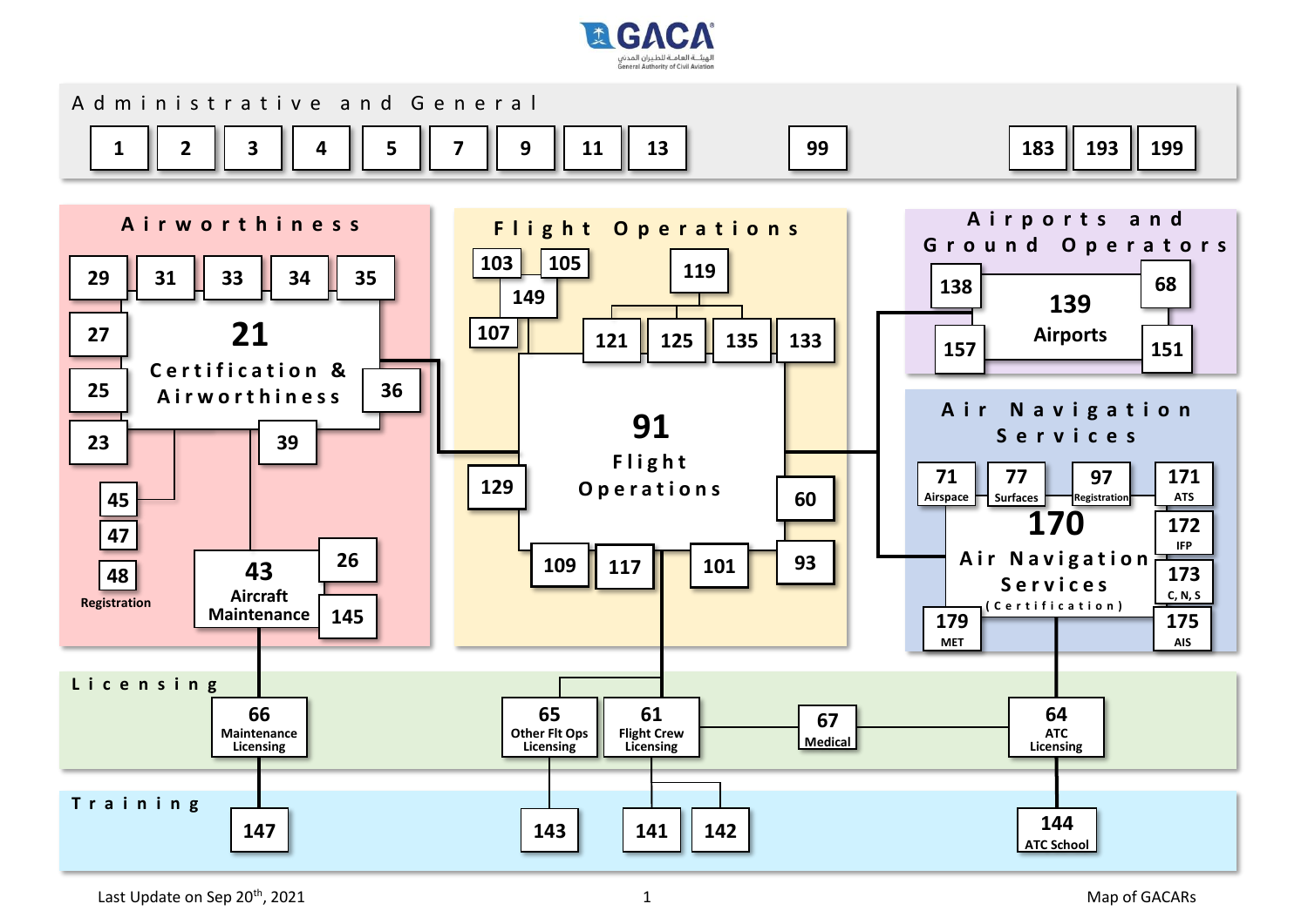GACA
الهيئة العامة للطيران المدني
General Authority of Civil Aviation

## Administrative and General

1 2 3 4 5 7 9 11 13 99 183 193 199

## Airworthiness

29 31 33 34 35

27 25 23

**21** Certification & Airworthiness

36 39

45 47 48 Registration

**43** Aircraft Maintenance

26 145

## Flight Operations

103 105 149 107 119

121 125 135 133

129

**91** Flight Operations

60 93

109 117 101

## Airports and Ground Operators

138 68 157 151

**139** Airports

## Air Navigation Services

71 Airspace

77 Surfaces

97 Registration

171 ATS

172 IFP

173 C, N, S

175 AIS

179 MET

**170** Air Navigation Services (Certification)

## Licensing

66 Maintenance Licensing

65 Other Flt Ops Licensing

61 Flight Crew Licensing

67 Medical

64 ATC Licensing

## Training

147 143 141 142

144 ATC School

Last Update on Sep 20th, 2021

Map of GACARs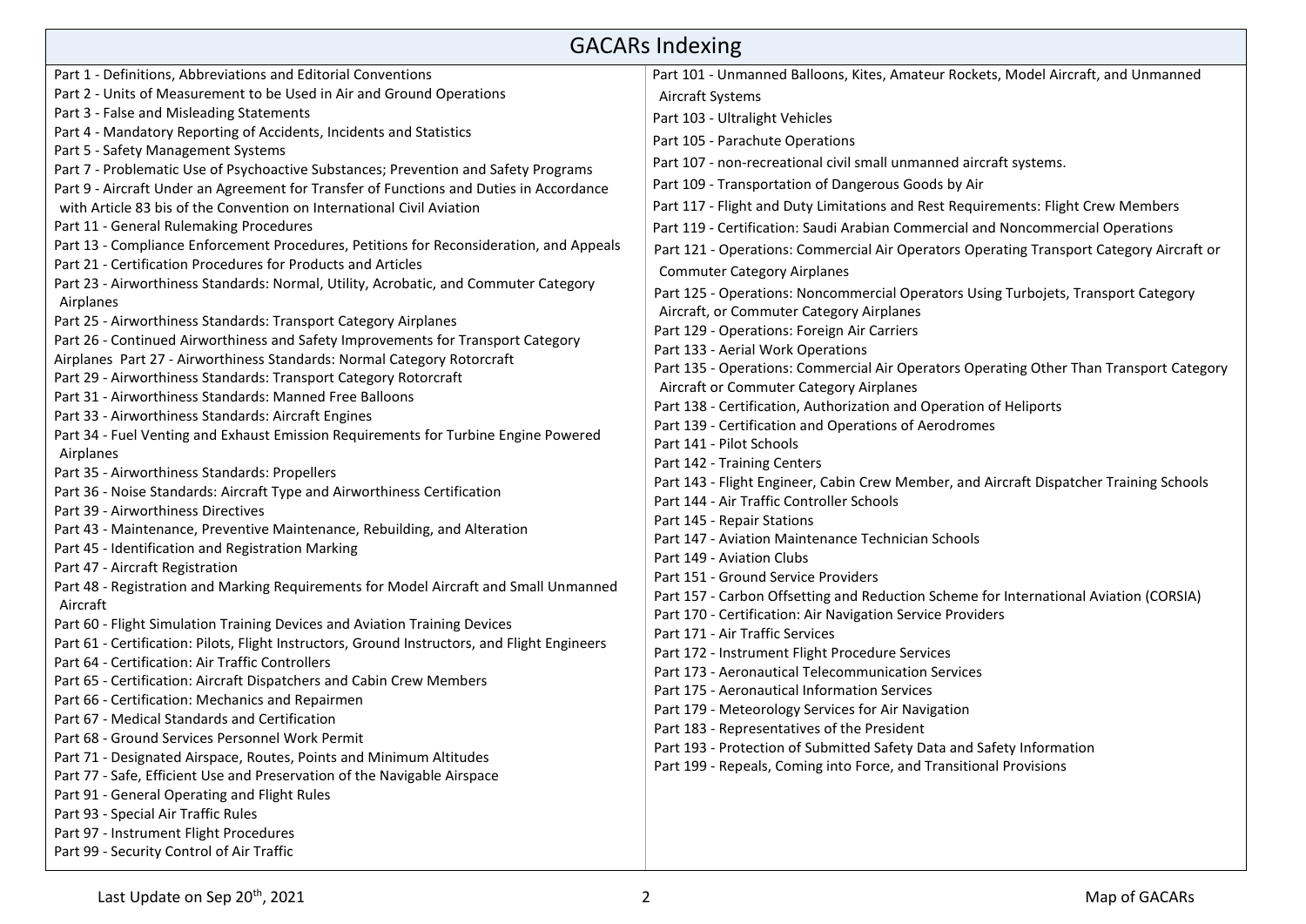# GACARs Indexing

- Part 1 - Definitions, Abbreviations and Editorial Conventions
- Part 2 - Units of Measurement to be Used in Air and Ground Operations
- Part 3 - False and Misleading Statements
- Part 4 - Mandatory Reporting of Accidents, Incidents and Statistics
- Part 5 - Safety Management Systems
- Part 7 - Problematic Use of Psychoactive Substances; Prevention and Safety Programs
- Part 9 - Aircraft Under an Agreement for Transfer of Functions and Duties in Accordance with Article 83 bis of the Convention on International Civil Aviation
- Part 11 - General Rulemaking Procedures
- Part 13 - Compliance Enforcement Procedures, Petitions for Reconsideration, and Appeals
- Part 21 - Certification Procedures for Products and Articles
- Part 23 - Airworthiness Standards: Normal, Utility, Acrobatic, and Commuter Category Airplanes
- Part 25 - Airworthiness Standards: Transport Category Airplanes
- Part 26 - Continued Airworthiness and Safety Improvements for Transport Category Airplanes
- Part 27 - Airworthiness Standards: Normal Category Rotorcraft
- Part 29 - Airworthiness Standards: Transport Category Rotorcraft
- Part 31 - Airworthiness Standards: Manned Free Balloons
- Part 33 - Airworthiness Standards: Aircraft Engines
- Part 34 - Fuel Venting and Exhaust Emission Requirements for Turbine Engine Powered Airplanes
- Part 35 - Airworthiness Standards: Propellers
- Part 36 - Noise Standards: Aircraft Type and Airworthiness Certification
- Part 39 - Airworthiness Directives
- Part 43 - Maintenance, Preventive Maintenance, Rebuilding, and Alteration
- Part 45 - Identification and Registration Marking
- Part 47 - Aircraft Registration
- Part 48 - Registration and Marking Requirements for Model Aircraft and Small Unmanned Aircraft
- Part 60 - Flight Simulation Training Devices and Aviation Training Devices
- Part 61 - Certification: Pilots, Flight Instructors, Ground Instructors, and Flight Engineers
- Part 64 - Certification: Air Traffic Controllers
- Part 65 - Certification: Aircraft Dispatchers and Cabin Crew Members
- Part 66 - Certification: Mechanics and Repairmen
- Part 67 - Medical Standards and Certification
- Part 68 - Ground Services Personnel Work Permit
- Part 71 - Designated Airspace, Routes, Points and Minimum Altitudes
- Part 77 - Safe, Efficient Use and Preservation of the Navigable Airspace
- Part 91 - General Operating and Flight Rules
- Part 93 - Special Air Traffic Rules
- Part 97 - Instrument Flight Procedures
- Part 99 - Security Control of Air Traffic
- Part 101 - Unmanned Balloons, Kites, Amateur Rockets, Model Aircraft, and Unmanned Aircraft Systems
- Part 103 - Ultralight Vehicles
- Part 105 - Parachute Operations
- Part 107 - non-recreational civil small unmanned aircraft systems.
- Part 109 - Transportation of Dangerous Goods by Air
- Part 117 - Flight and Duty Limitations and Rest Requirements: Flight Crew Members
- Part 119 - Certification: Saudi Arabian Commercial and Noncommercial Operations
- Part 121 - Operations: Commercial Air Operators Operating Transport Category Aircraft or Commuter Category Airplanes
- Part 125 - Operations: Noncommercial Operators Using Turbojets, Transport Category Aircraft, or Commuter Category Airplanes
- Part 129 - Operations: Foreign Air Carriers
- Part 133 - Aerial Work Operations
- Part 135 - Operations: Commercial Air Operators Operating Other Than Transport Category Aircraft or Commuter Category Airplanes
- Part 138 - Certification, Authorization and Operation of Heliports
- Part 139 - Certification and Operations of Aerodromes
- Part 141 - Pilot Schools
- Part 142 - Training Centers
- Part 143 - Flight Engineer, Cabin Crew Member, and Aircraft Dispatcher Training Schools
- Part 144 - Air Traffic Controller Schools
- Part 145 - Repair Stations
- Part 147 - Aviation Maintenance Technician Schools
- Part 149 - Aviation Clubs
- Part 151 - Ground Service Providers
- Part 157 - Carbon Offsetting and Reduction Scheme for International Aviation (CORSIA)
- Part 170 - Certification: Air Navigation Service Providers
- Part 171 - Air Traffic Services
- Part 172 - Instrument Flight Procedure Services
- Part 173 - Aeronautical Telecommunication Services
- Part 175 - Aeronautical Information Services
- Part 179 - Meteorology Services for Air Navigation
- Part 183 - Representatives of the President
- Part 193 - Protection of Submitted Safety Data and Safety Information
- Part 199 - Repeals, Coming into Force, and Transitional Provisions